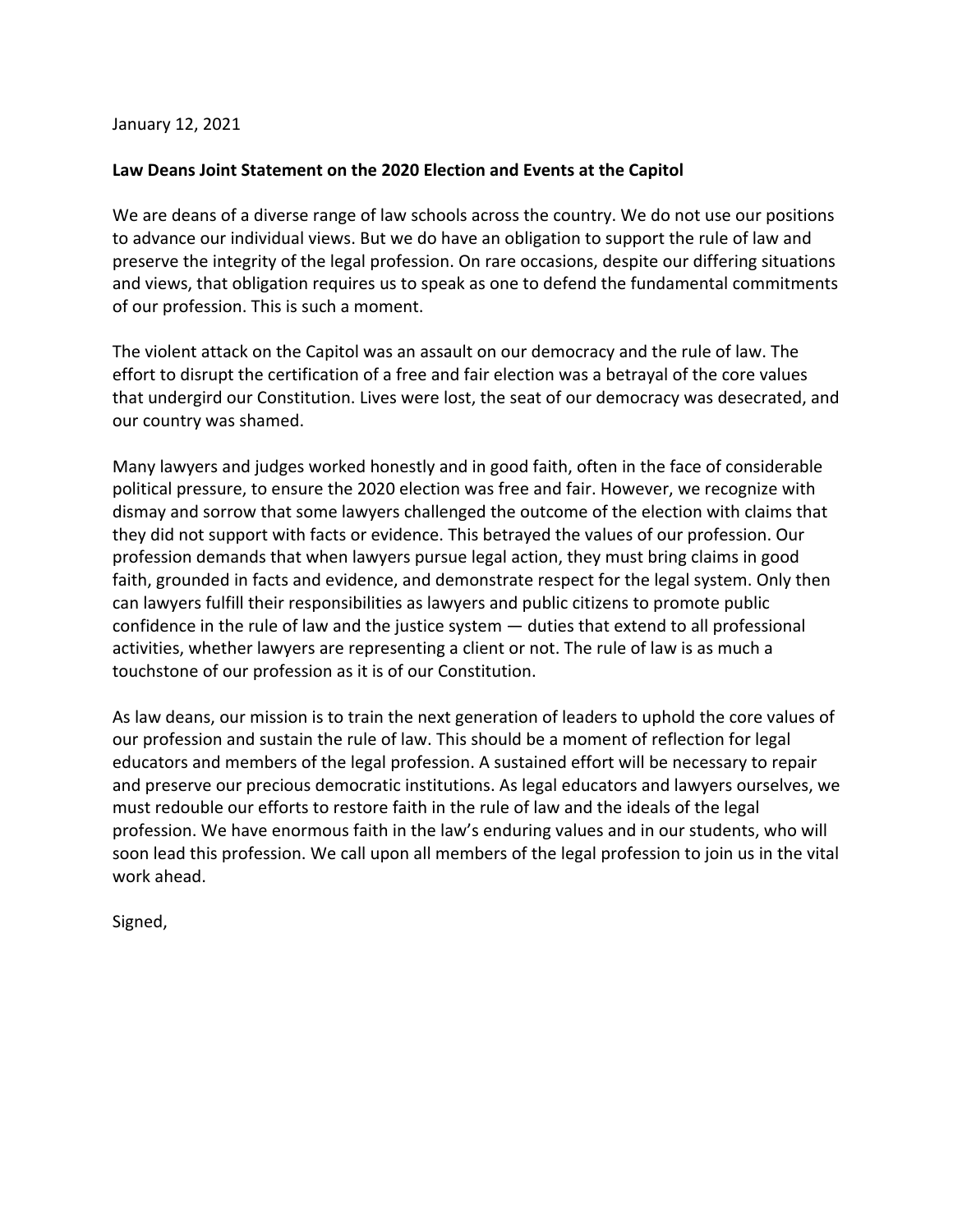January 12, 2021

**Law Deans Joint Statement on the 2020 Election and Events at the Capitol**

We are deans of a diverse range of law schools across the country. We do not use our positions to advance our individual views. But we do have an obligation to support the rule of law and preserve the integrity of the legal profession. On rare occasions, despite our differing situations and views, that obligation requires us to speak as one to defend the fundamental commitments of our profession. This is such a moment.

The violent attack on the Capitol was an assault on our democracy and the rule of law. The effort to disrupt the certification of a free and fair election was a betrayal of the core values that undergird our Constitution. Lives were lost, the seat of our democracy was desecrated, and our country was shamed.

Many lawyers and judges worked honestly and in good faith, often in the face of considerable political pressure, to ensure the 2020 election was free and fair. However, we recognize with dismay and sorrow that some lawyers challenged the outcome of the election with claims that they did not support with facts or evidence. This betrayed the values of our profession. Our profession demands that when lawyers pursue legal action, they must bring claims in good faith, grounded in facts and evidence, and demonstrate respect for the legal system. Only then can lawyers fulfill their responsibilities as lawyers and public citizens to promote public confidence in the rule of law and the justice system — duties that extend to all professional activities, whether lawyers are representing a client or not. The rule of law is as much a touchstone of our profession as it is of our Constitution.

As law deans, our mission is to train the next generation of leaders to uphold the core values of our profession and sustain the rule of law. This should be a moment of reflection for legal educators and members of the legal profession. A sustained effort will be necessary to repair and preserve our precious democratic institutions. As legal educators and lawyers ourselves, we must redouble our efforts to restore faith in the rule of law and the ideals of the legal profession. We have enormous faith in the law's enduring values and in our students, who will soon lead this profession. We call upon all members of the legal profession to join us in the vital work ahead.

Signed,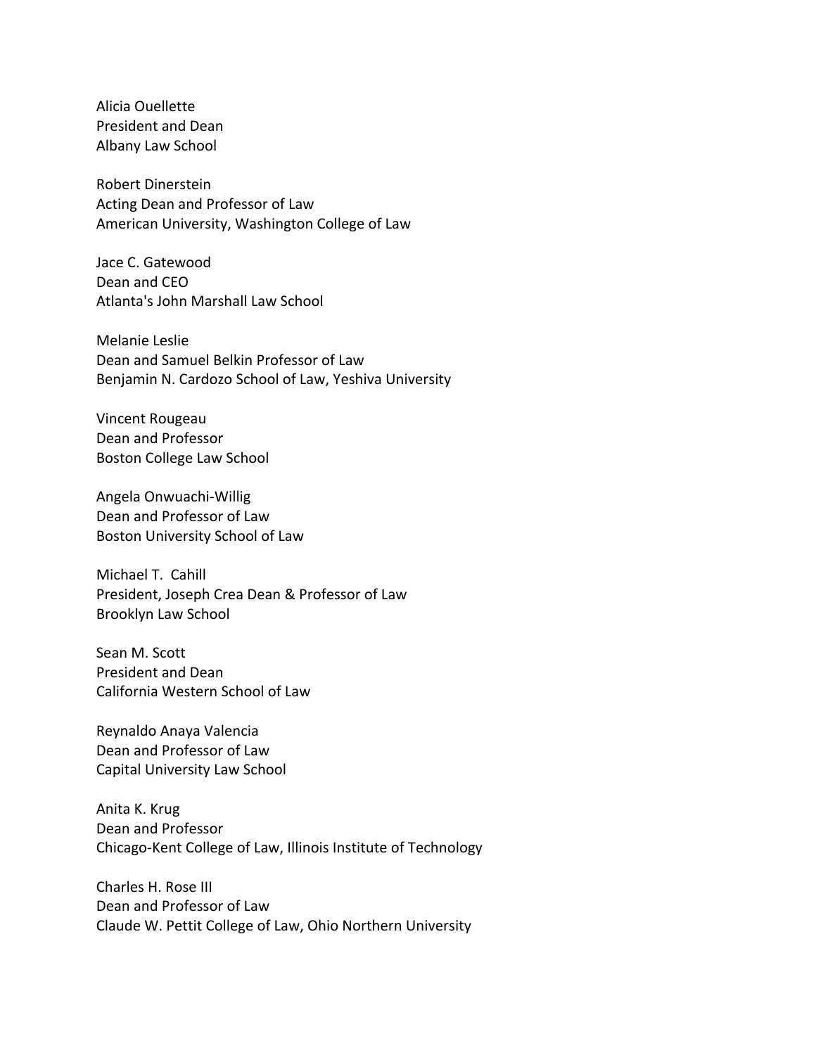Alicia Ouellette
President and Dean
Albany Law School

Robert Dinerstein
Acting Dean and Professor of Law
American University, Washington College of Law

Jace C. Gatewood
Dean and CEO
Atlanta's John Marshall Law School

Melanie Leslie
Dean and Samuel Belkin Professor of Law
Benjamin N. Cardozo School of Law, Yeshiva University

Vincent Rougeau
Dean and Professor
Boston College Law School

Angela Onwuachi-Willig
Dean and Professor of Law
Boston University School of Law

Michael T. Cahill
President, Joseph Crea Dean & Professor of Law
Brooklyn Law School

Sean M. Scott
President and Dean
California Western School of Law

Reynaldo Anaya Valencia
Dean and Professor of Law
Capital University Law School

Anita K. Krug
Dean and Professor
Chicago-Kent College of Law, Illinois Institute of Technology

Charles H. Rose III
Dean and Professor of Law
Claude W. Pettit College of Law, Ohio Northern University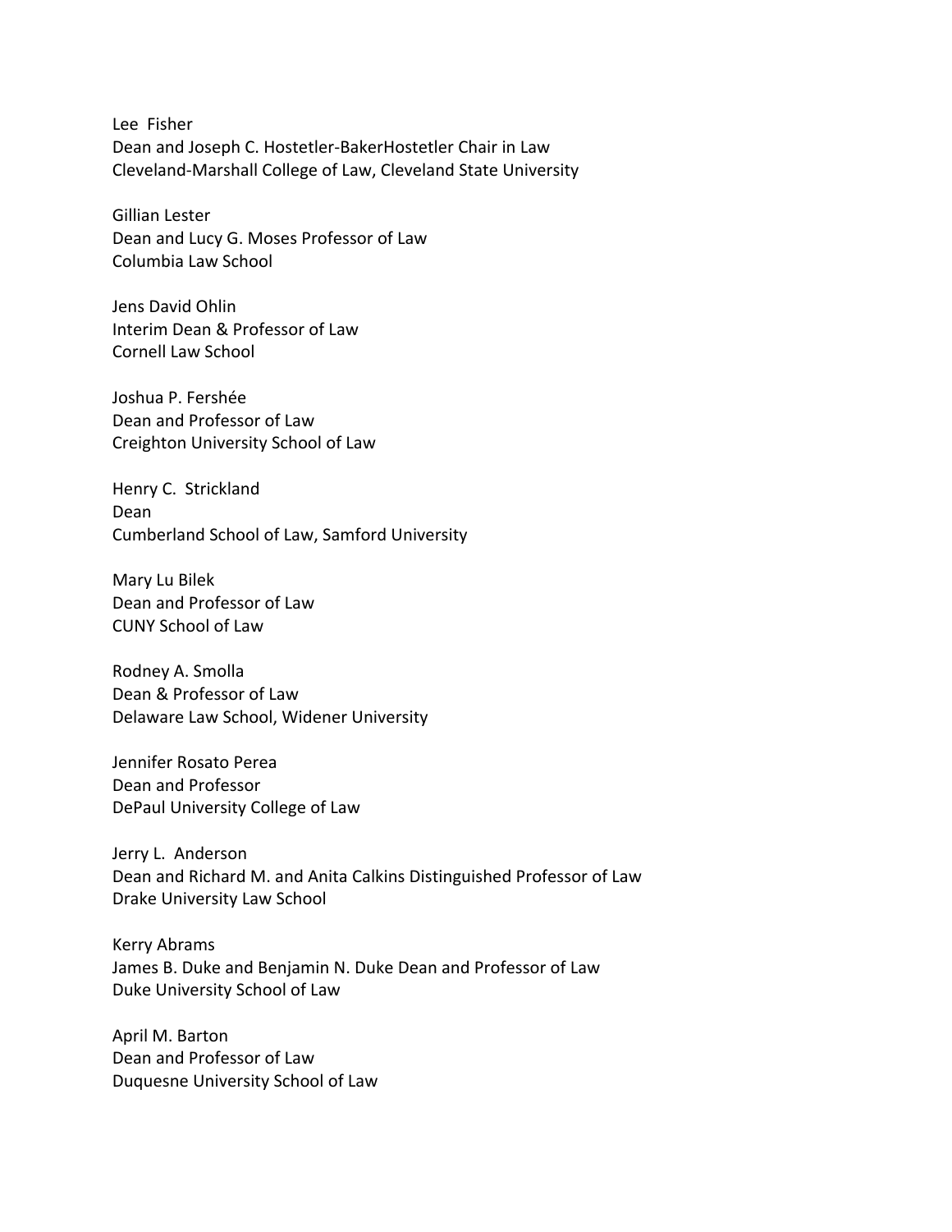Lee Fisher
Dean and Joseph C. Hostetler-BakerHostetler Chair in Law
Cleveland-Marshall College of Law, Cleveland State University

Gillian Lester
Dean and Lucy G. Moses Professor of Law
Columbia Law School

Jens David Ohlin
Interim Dean & Professor of Law
Cornell Law School

Joshua P. Fershée
Dean and Professor of Law
Creighton University School of Law

Henry C. Strickland
Dean
Cumberland School of Law, Samford University

Mary Lu Bilek
Dean and Professor of Law
CUNY School of Law

Rodney A. Smolla
Dean & Professor of Law
Delaware Law School, Widener University

Jennifer Rosato Perea
Dean and Professor
DePaul University College of Law

Jerry L. Anderson
Dean and Richard M. and Anita Calkins Distinguished Professor of Law
Drake University Law School

Kerry Abrams
James B. Duke and Benjamin N. Duke Dean and Professor of Law
Duke University School of Law

April M. Barton
Dean and Professor of Law
Duquesne University School of Law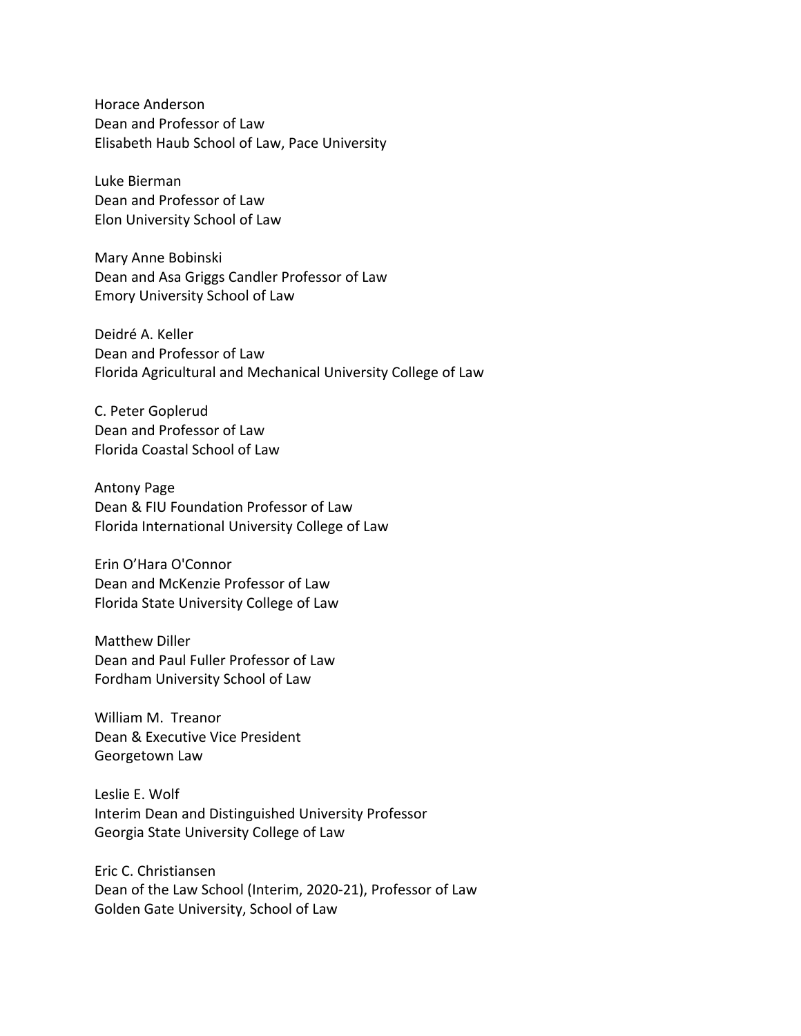Horace Anderson
Dean and Professor of Law
Elisabeth Haub School of Law, Pace University

Luke Bierman
Dean and Professor of Law
Elon University School of Law

Mary Anne Bobinski
Dean and Asa Griggs Candler Professor of Law
Emory University School of Law

Deidré A. Keller
Dean and Professor of Law
Florida Agricultural and Mechanical University College of Law

C. Peter Goplerud
Dean and Professor of Law
Florida Coastal School of Law

Antony Page
Dean & FIU Foundation Professor of Law
Florida International University College of Law

Erin O'Hara O'Connor
Dean and McKenzie Professor of Law
Florida State University College of Law

Matthew Diller
Dean and Paul Fuller Professor of Law
Fordham University School of Law

William M. Treanor
Dean & Executive Vice President
Georgetown Law

Leslie E. Wolf
Interim Dean and Distinguished University Professor
Georgia State University College of Law

Eric C. Christiansen
Dean of the Law School (Interim, 2020-21), Professor of Law
Golden Gate University, School of Law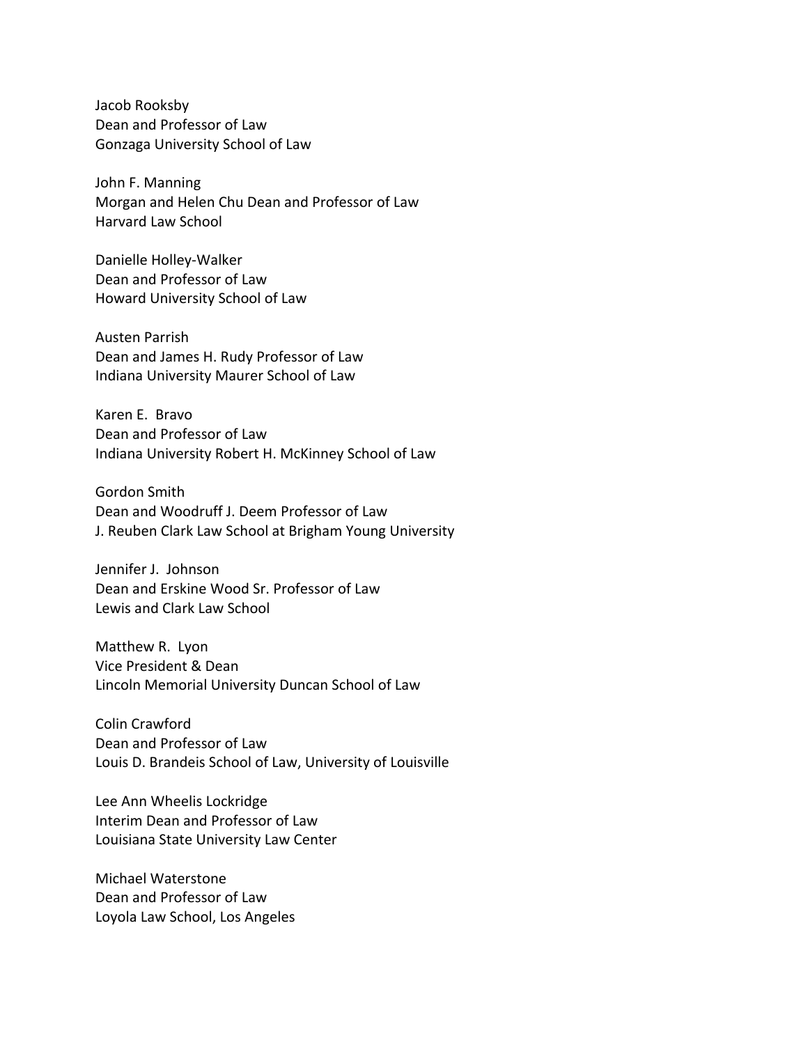Jacob Rooksby
Dean and Professor of Law
Gonzaga University School of Law

John F. Manning
Morgan and Helen Chu Dean and Professor of Law
Harvard Law School

Danielle Holley-Walker
Dean and Professor of Law
Howard University School of Law

Austen Parrish
Dean and James H. Rudy Professor of Law
Indiana University Maurer School of Law

Karen E. Bravo
Dean and Professor of Law
Indiana University Robert H. McKinney School of Law

Gordon Smith
Dean and Woodruff J. Deem Professor of Law
J. Reuben Clark Law School at Brigham Young University

Jennifer J. Johnson
Dean and Erskine Wood Sr. Professor of Law
Lewis and Clark Law School

Matthew R. Lyon
Vice President & Dean
Lincoln Memorial University Duncan School of Law

Colin Crawford
Dean and Professor of Law
Louis D. Brandeis School of Law, University of Louisville

Lee Ann Wheelis Lockridge
Interim Dean and Professor of Law
Louisiana State University Law Center

Michael Waterstone
Dean and Professor of Law
Loyola Law School, Los Angeles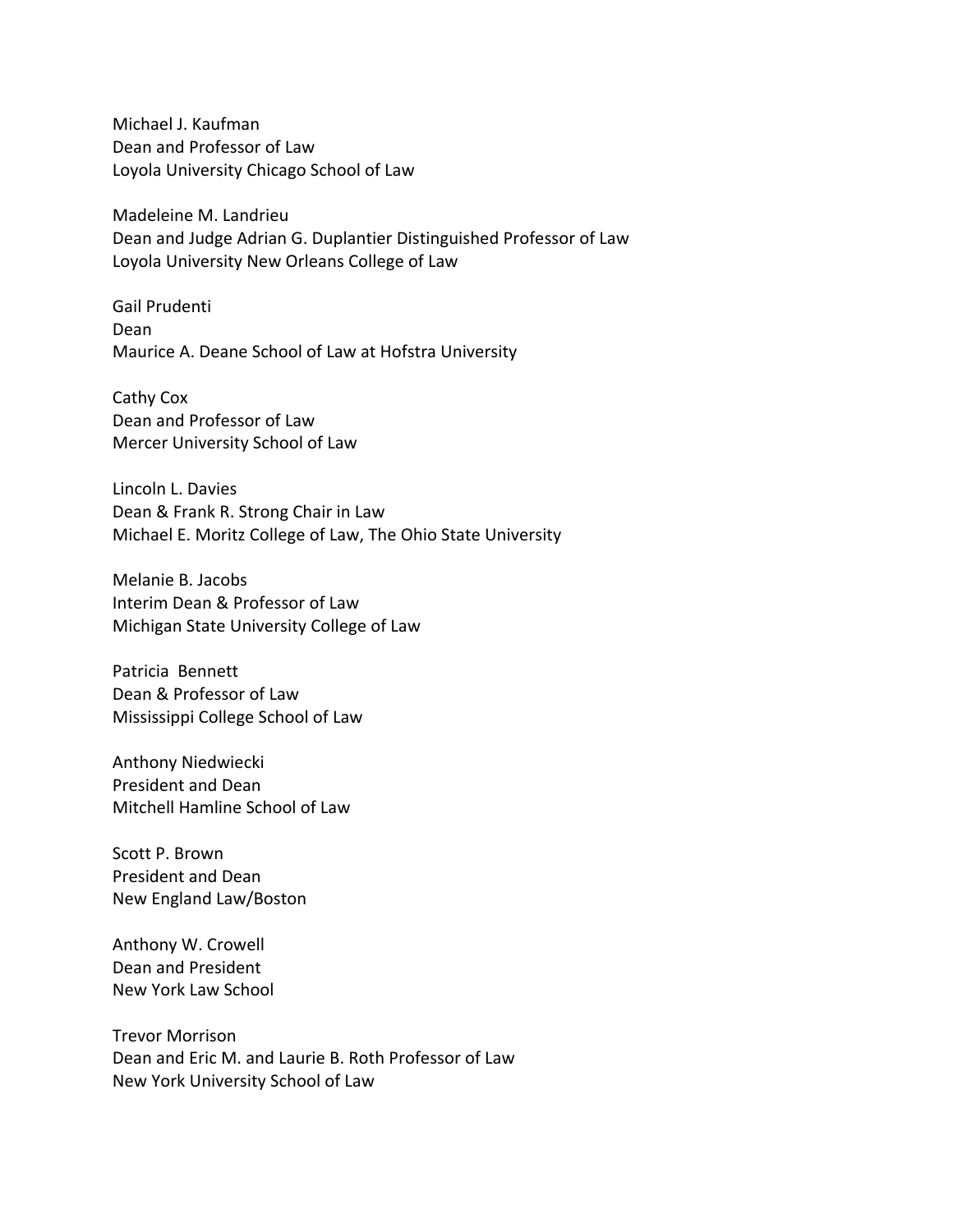Michael J. Kaufman
Dean and Professor of Law
Loyola University Chicago School of Law

Madeleine M. Landrieu
Dean and Judge Adrian G. Duplantier Distinguished Professor of Law
Loyola University New Orleans College of Law

Gail Prudenti
Dean
Maurice A. Deane School of Law at Hofstra University

Cathy Cox
Dean and Professor of Law
Mercer University School of Law

Lincoln L. Davies
Dean & Frank R. Strong Chair in Law
Michael E. Moritz College of Law, The Ohio State University

Melanie B. Jacobs
Interim Dean & Professor of Law
Michigan State University College of Law

Patricia Bennett
Dean & Professor of Law
Mississippi College School of Law

Anthony Niedwiecki
President and Dean
Mitchell Hamline School of Law

Scott P. Brown
President and Dean
New England Law/Boston

Anthony W. Crowell
Dean and President
New York Law School

Trevor Morrison
Dean and Eric M. and Laurie B. Roth Professor of Law
New York University School of Law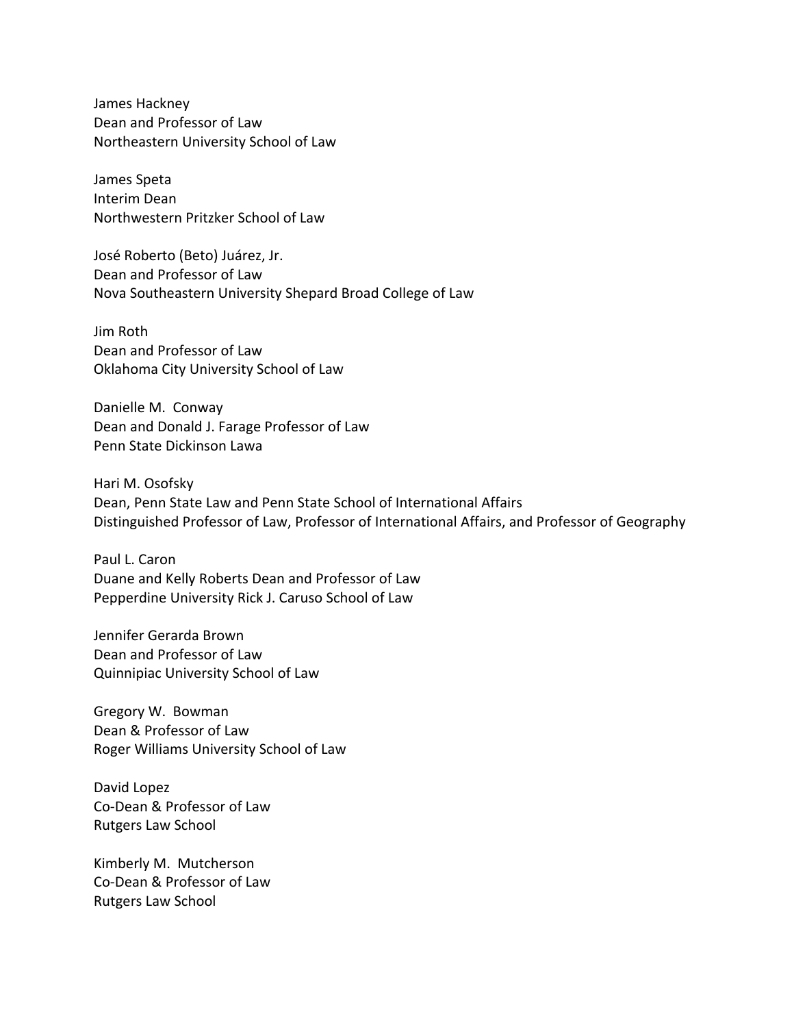James Hackney  
Dean and Professor of Law  
Northeastern University School of Law

James Speta  
Interim Dean  
Northwestern Pritzker School of Law

José Roberto (Beto) Juárez, Jr.  
Dean and Professor of Law  
Nova Southeastern University Shepard Broad College of Law

Jim Roth  
Dean and Professor of Law  
Oklahoma City University School of Law

Danielle M. Conway  
Dean and Donald J. Farage Professor of Law  
Penn State Dickinson Lawa

Hari M. Osofsky  
Dean, Penn State Law and Penn State School of International Affairs  
Distinguished Professor of Law, Professor of International Affairs, and Professor of Geography

Paul L. Caron  
Duane and Kelly Roberts Dean and Professor of Law  
Pepperdine University Rick J. Caruso School of Law

Jennifer Gerarda Brown  
Dean and Professor of Law  
Quinnipiac University School of Law

Gregory W. Bowman  
Dean & Professor of Law  
Roger Williams University School of Law

David Lopez  
Co-Dean & Professor of Law  
Rutgers Law School

Kimberly M. Mutcherson  
Co-Dean & Professor of Law  
Rutgers Law School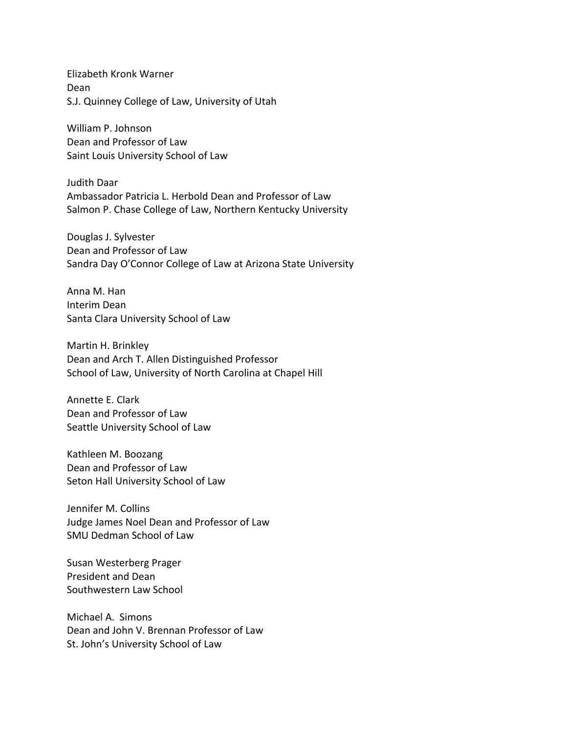Elizabeth Kronk Warner
Dean
S.J. Quinney College of Law, University of Utah

William P. Johnson
Dean and Professor of Law
Saint Louis University School of Law

Judith Daar
Ambassador Patricia L. Herbold Dean and Professor of Law
Salmon P. Chase College of Law, Northern Kentucky University

Douglas J. Sylvester
Dean and Professor of Law
Sandra Day O'Connor College of Law at Arizona State University

Anna M. Han
Interim Dean
Santa Clara University School of Law

Martin H. Brinkley
Dean and Arch T. Allen Distinguished Professor
School of Law, University of North Carolina at Chapel Hill

Annette E. Clark
Dean and Professor of Law
Seattle University School of Law

Kathleen M. Boozang
Dean and Professor of Law
Seton Hall University School of Law

Jennifer M. Collins
Judge James Noel Dean and Professor of Law
SMU Dedman School of Law

Susan Westerberg Prager
President and Dean
Southwestern Law School

Michael A. Simons
Dean and John V. Brennan Professor of Law
St. John's University School of Law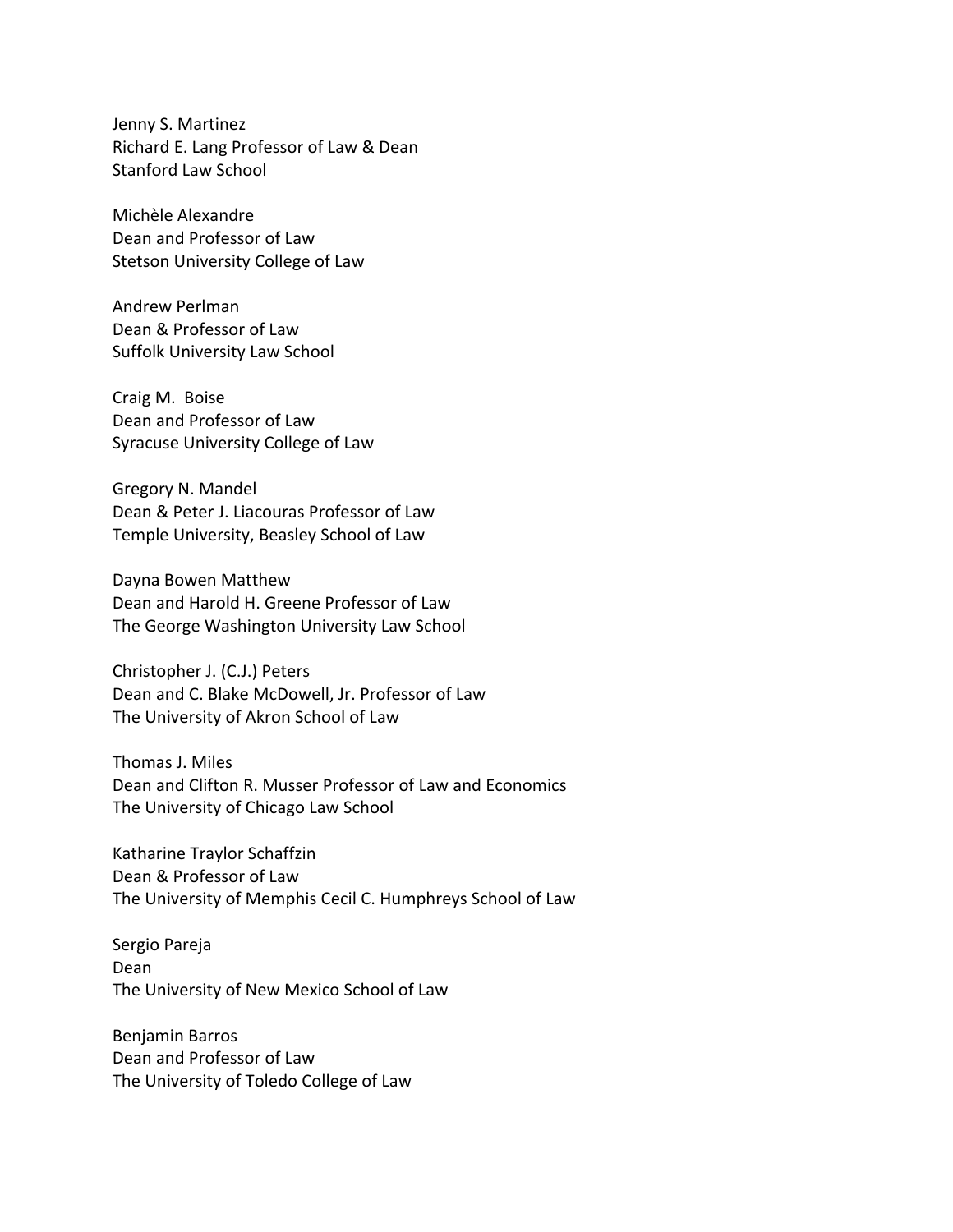Jenny S. Martinez
Richard E. Lang Professor of Law & Dean
Stanford Law School

Michèle Alexandre
Dean and Professor of Law
Stetson University College of Law

Andrew Perlman
Dean & Professor of Law
Suffolk University Law School

Craig M. Boise
Dean and Professor of Law
Syracuse University College of Law

Gregory N. Mandel
Dean & Peter J. Liacouras Professor of Law
Temple University, Beasley School of Law

Dayna Bowen Matthew
Dean and Harold H. Greene Professor of Law
The George Washington University Law School

Christopher J. (C.J.) Peters
Dean and C. Blake McDowell, Jr. Professor of Law
The University of Akron School of Law

Thomas J. Miles
Dean and Clifton R. Musser Professor of Law and Economics
The University of Chicago Law School

Katharine Traylor Schaffzin
Dean & Professor of Law
The University of Memphis Cecil C. Humphreys School of Law

Sergio Pareja
Dean
The University of New Mexico School of Law

Benjamin Barros
Dean and Professor of Law
The University of Toledo College of Law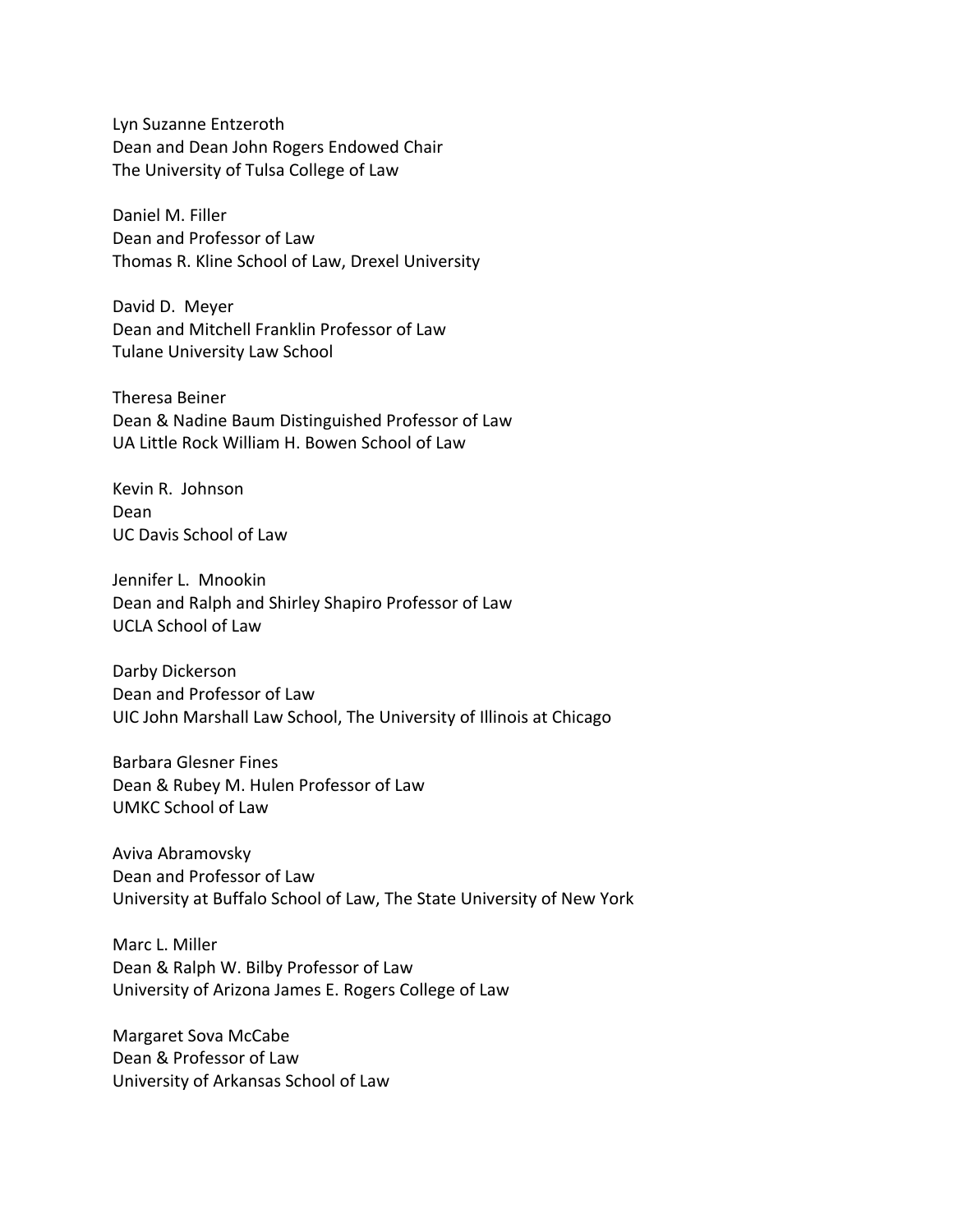Lyn Suzanne Entzeroth
Dean and Dean John Rogers Endowed Chair
The University of Tulsa College of Law

Daniel M. Filler
Dean and Professor of Law
Thomas R. Kline School of Law, Drexel University

David D. Meyer
Dean and Mitchell Franklin Professor of Law
Tulane University Law School

Theresa Beiner
Dean & Nadine Baum Distinguished Professor of Law
UA Little Rock William H. Bowen School of Law

Kevin R. Johnson
Dean
UC Davis School of Law

Jennifer L. Mnookin
Dean and Ralph and Shirley Shapiro Professor of Law
UCLA School of Law

Darby Dickerson
Dean and Professor of Law
UIC John Marshall Law School, The University of Illinois at Chicago

Barbara Glesner Fines
Dean & Rubey M. Hulen Professor of Law
UMKC School of Law

Aviva Abramovsky
Dean and Professor of Law
University at Buffalo School of Law, The State University of New York

Marc L. Miller
Dean & Ralph W. Bilby Professor of Law
University of Arizona James E. Rogers College of Law

Margaret Sova McCabe
Dean & Professor of Law
University of Arkansas School of Law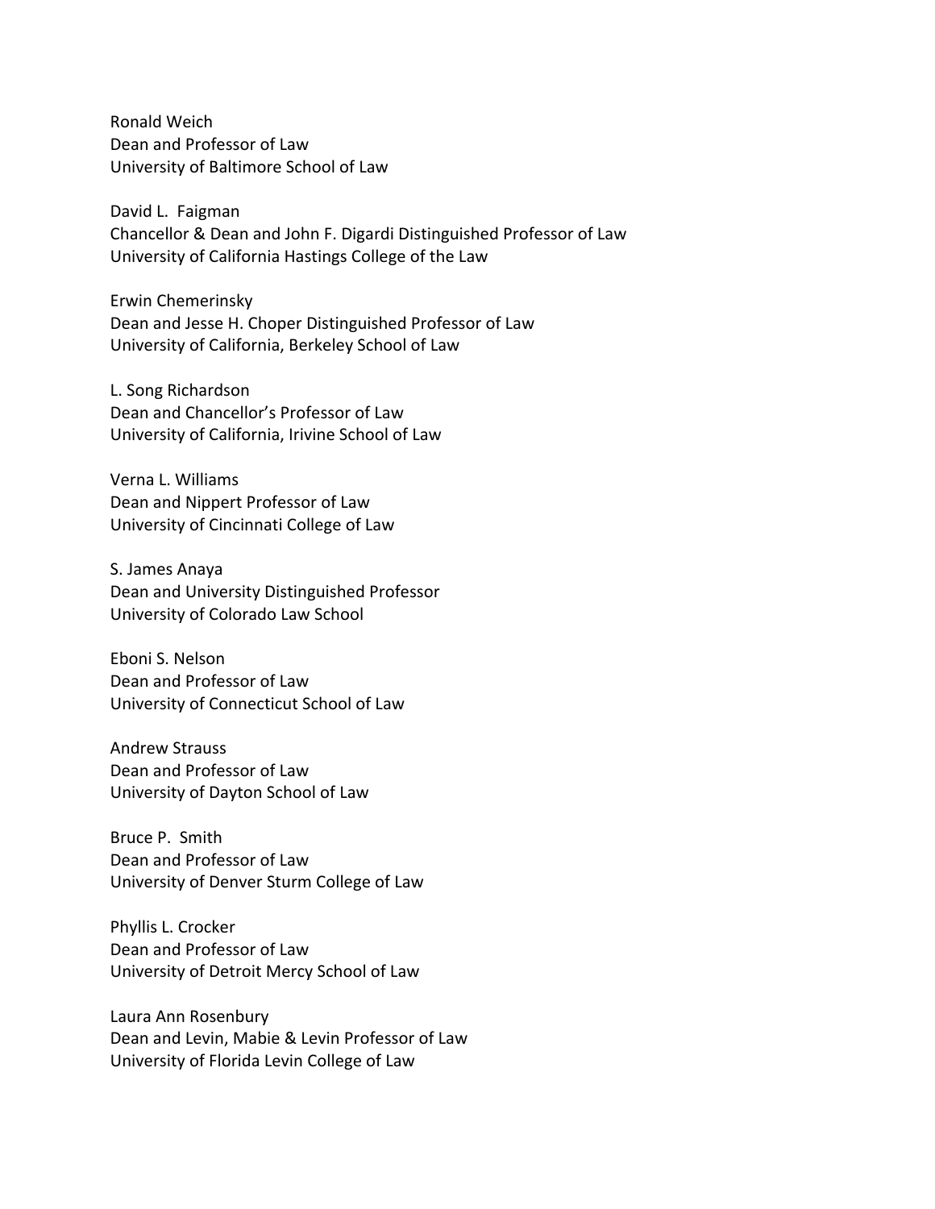Ronald Weich
Dean and Professor of Law
University of Baltimore School of Law

David L. Faigman
Chancellor & Dean and John F. Digardi Distinguished Professor of Law
University of California Hastings College of the Law

Erwin Chemerinsky
Dean and Jesse H. Choper Distinguished Professor of Law
University of California, Berkeley School of Law

L. Song Richardson
Dean and Chancellor's Professor of Law
University of California, Irivine School of Law

Verna L. Williams
Dean and Nippert Professor of Law
University of Cincinnati College of Law

S. James Anaya
Dean and University Distinguished Professor
University of Colorado Law School

Eboni S. Nelson
Dean and Professor of Law
University of Connecticut School of Law

Andrew Strauss
Dean and Professor of Law
University of Dayton School of Law

Bruce P. Smith
Dean and Professor of Law
University of Denver Sturm College of Law

Phyllis L. Crocker
Dean and Professor of Law
University of Detroit Mercy School of Law

Laura Ann Rosenbury
Dean and Levin, Mabie & Levin Professor of Law
University of Florida Levin College of Law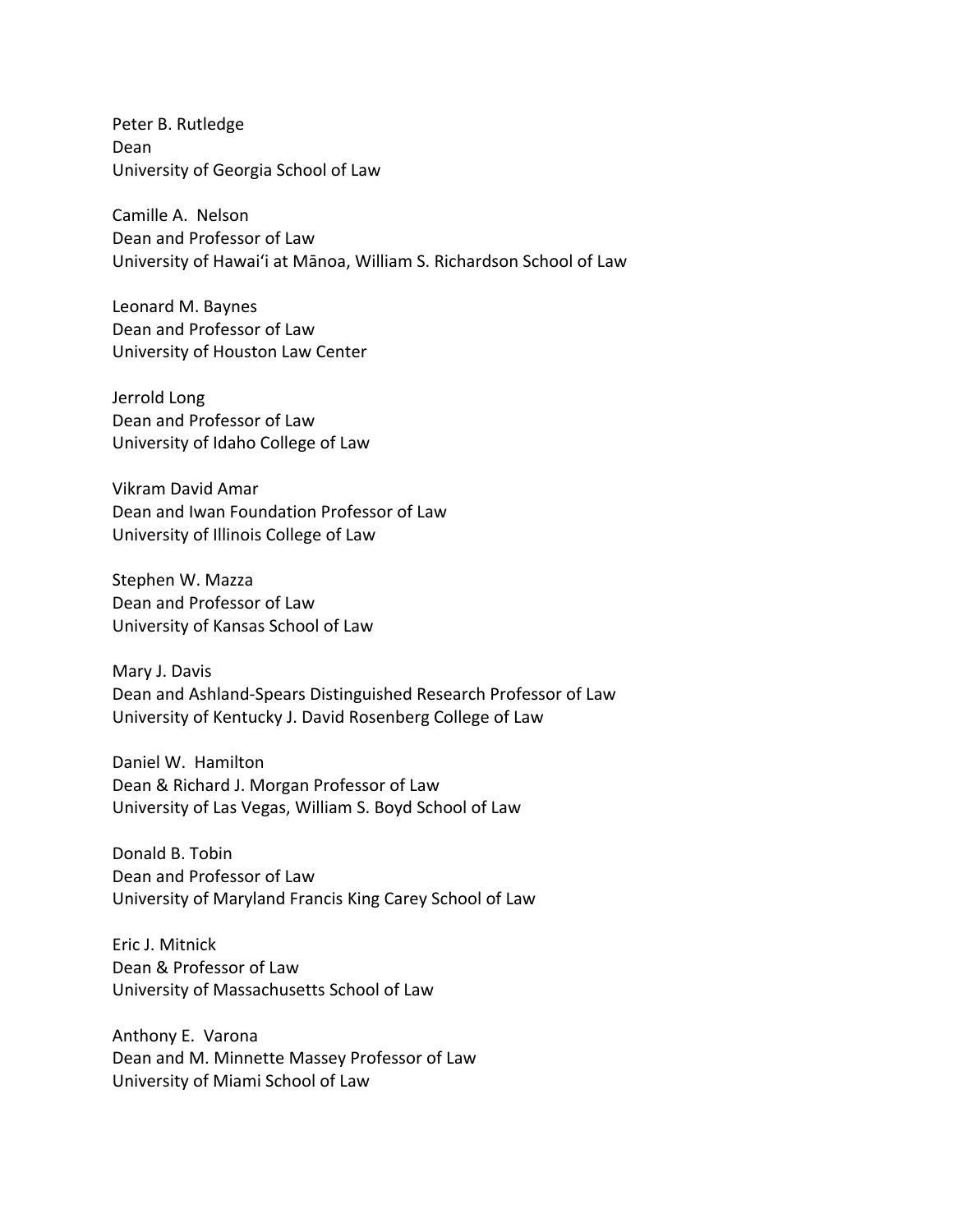Peter B. Rutledge
Dean
University of Georgia School of Law

Camille A. Nelson
Dean and Professor of Law
University of Hawaiʻi at Mānoa, William S. Richardson School of Law

Leonard M. Baynes
Dean and Professor of Law
University of Houston Law Center

Jerrold Long
Dean and Professor of Law
University of Idaho College of Law

Vikram David Amar
Dean and Iwan Foundation Professor of Law
University of Illinois College of Law

Stephen W. Mazza
Dean and Professor of Law
University of Kansas School of Law

Mary J. Davis
Dean and Ashland-Spears Distinguished Research Professor of Law
University of Kentucky J. David Rosenberg College of Law

Daniel W. Hamilton
Dean & Richard J. Morgan Professor of Law
University of Las Vegas, William S. Boyd School of Law

Donald B. Tobin
Dean and Professor of Law
University of Maryland Francis King Carey School of Law

Eric J. Mitnick
Dean & Professor of Law
University of Massachusetts School of Law

Anthony E. Varona
Dean and M. Minnette Massey Professor of Law
University of Miami School of Law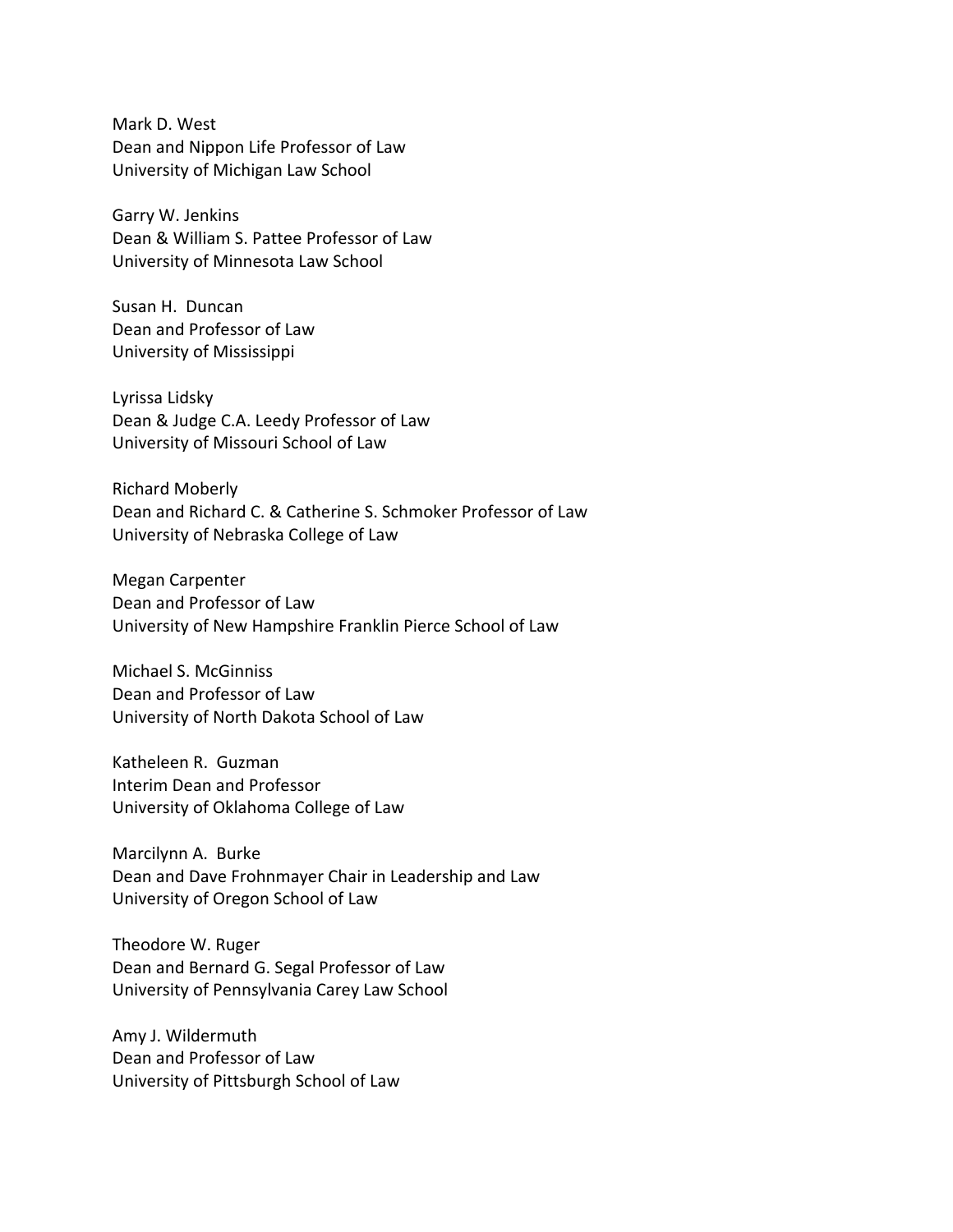Mark D. West
Dean and Nippon Life Professor of Law
University of Michigan Law School

Garry W. Jenkins
Dean & William S. Pattee Professor of Law
University of Minnesota Law School

Susan H. Duncan
Dean and Professor of Law
University of Mississippi

Lyrissa Lidsky
Dean & Judge C.A. Leedy Professor of Law
University of Missouri School of Law

Richard Moberly
Dean and Richard C. & Catherine S. Schmoker Professor of Law
University of Nebraska College of Law

Megan Carpenter
Dean and Professor of Law
University of New Hampshire Franklin Pierce School of Law

Michael S. McGinniss
Dean and Professor of Law
University of North Dakota School of Law

Katheleen R. Guzman
Interim Dean and Professor
University of Oklahoma College of Law

Marcilynn A. Burke
Dean and Dave Frohnmayer Chair in Leadership and Law
University of Oregon School of Law

Theodore W. Ruger
Dean and Bernard G. Segal Professor of Law
University of Pennsylvania Carey Law School

Amy J. Wildermuth
Dean and Professor of Law
University of Pittsburgh School of Law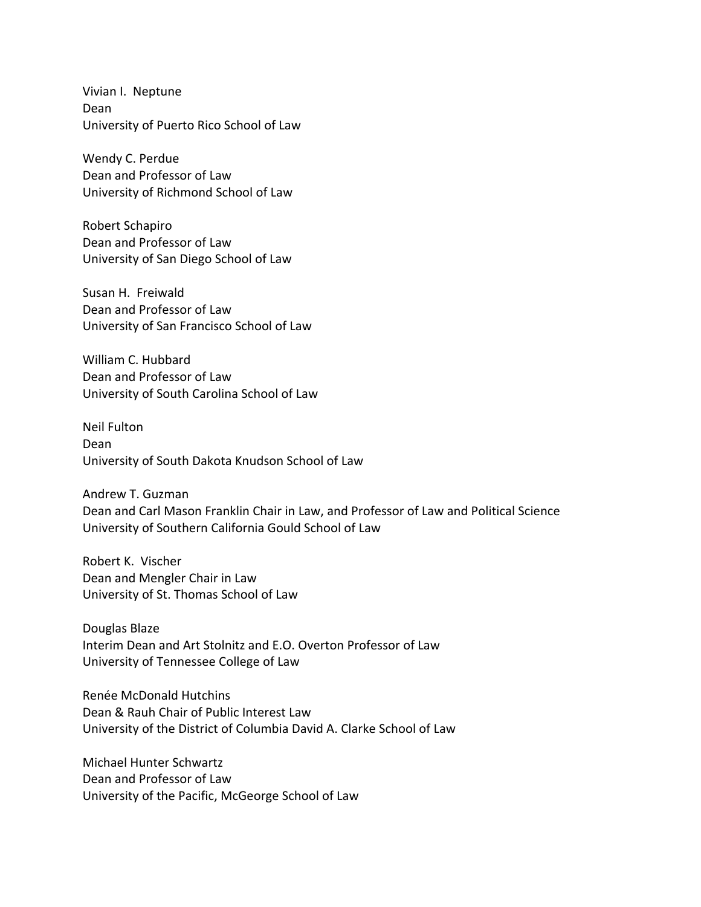Vivian I. Neptune
Dean
University of Puerto Rico School of Law

Wendy C. Perdue
Dean and Professor of Law
University of Richmond School of Law

Robert Schapiro
Dean and Professor of Law
University of San Diego School of Law

Susan H. Freiwald
Dean and Professor of Law
University of San Francisco School of Law

William C. Hubbard
Dean and Professor of Law
University of South Carolina School of Law

Neil Fulton
Dean
University of South Dakota Knudson School of Law

Andrew T. Guzman
Dean and Carl Mason Franklin Chair in Law, and Professor of Law and Political Science
University of Southern California Gould School of Law

Robert K. Vischer
Dean and Mengler Chair in Law
University of St. Thomas School of Law

Douglas Blaze
Interim Dean and Art Stolnitz and E.O. Overton Professor of Law
University of Tennessee College of Law

Renée McDonald Hutchins
Dean & Rauh Chair of Public Interest Law
University of the District of Columbia David A. Clarke School of Law

Michael Hunter Schwartz
Dean and Professor of Law
University of the Pacific, McGeorge School of Law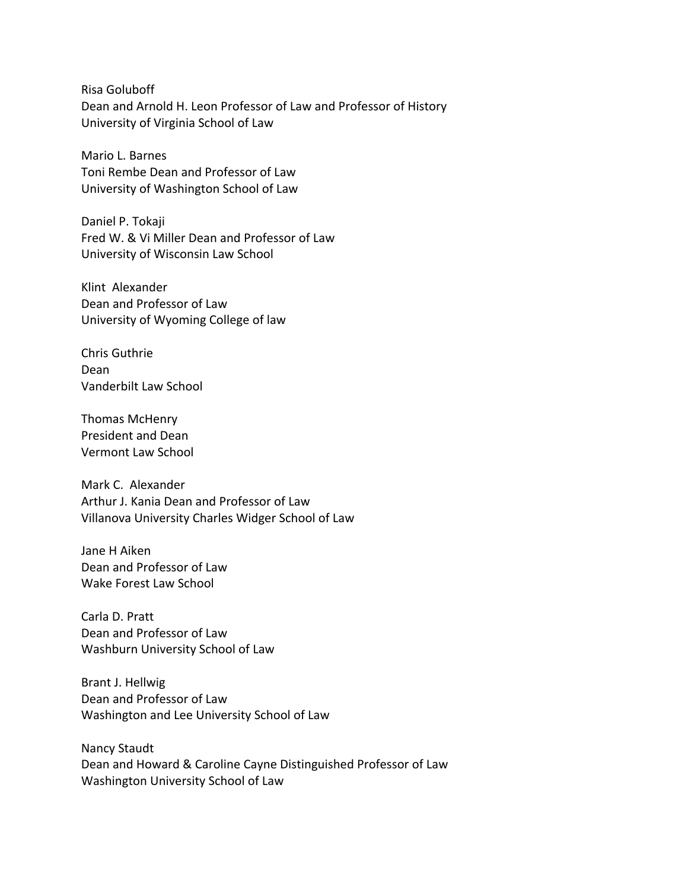Risa Goluboff
Dean and Arnold H. Leon Professor of Law and Professor of History
University of Virginia School of Law

Mario L. Barnes
Toni Rembe Dean and Professor of Law
University of Washington School of Law

Daniel P. Tokaji
Fred W. & Vi Miller Dean and Professor of Law
University of Wisconsin Law School

Klint Alexander
Dean and Professor of Law
University of Wyoming College of law

Chris Guthrie
Dean
Vanderbilt Law School

Thomas McHenry
President and Dean
Vermont Law School

Mark C. Alexander
Arthur J. Kania Dean and Professor of Law
Villanova University Charles Widger School of Law

Jane H Aiken
Dean and Professor of Law
Wake Forest Law School

Carla D. Pratt
Dean and Professor of Law
Washburn University School of Law

Brant J. Hellwig
Dean and Professor of Law
Washington and Lee University School of Law

Nancy Staudt
Dean and Howard & Caroline Cayne Distinguished Professor of Law
Washington University School of Law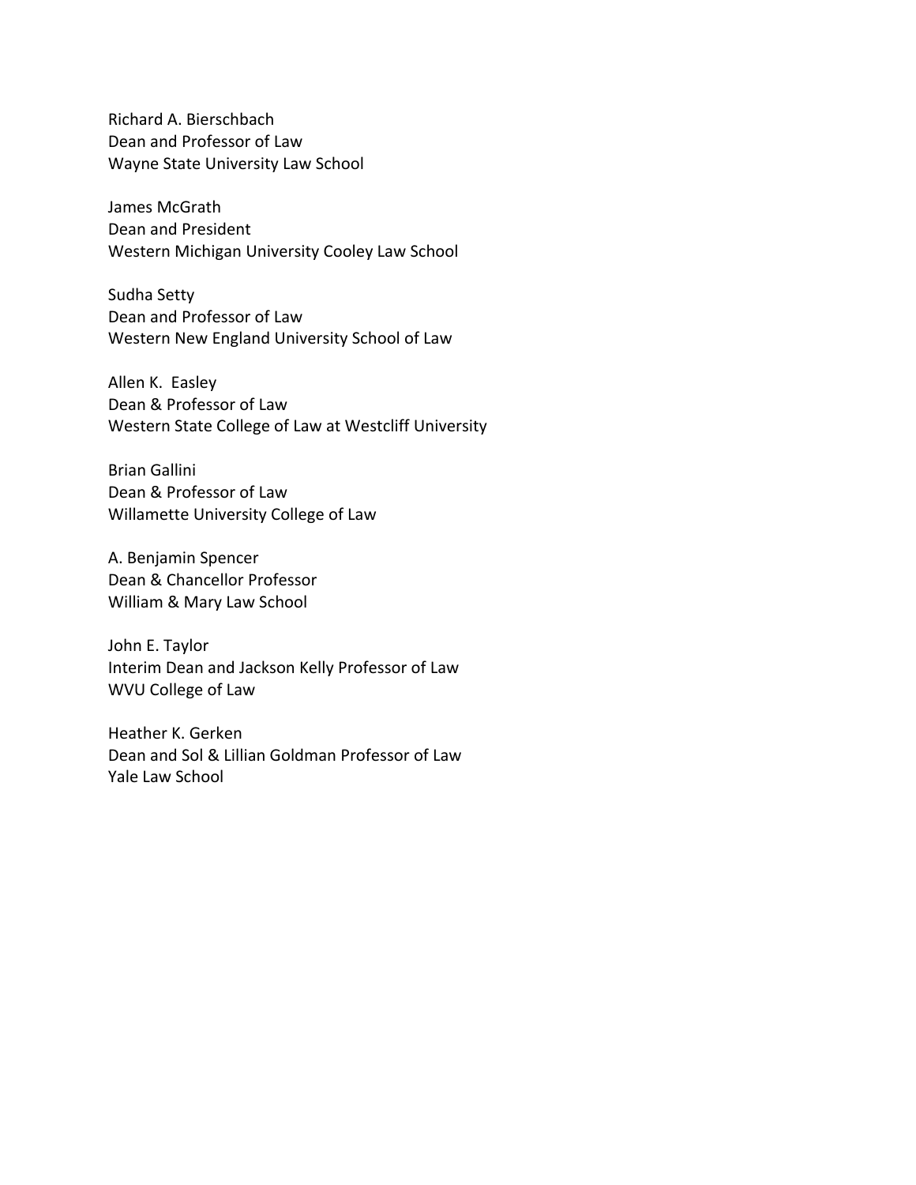Richard A. Bierschbach
Dean and Professor of Law
Wayne State University Law School

James McGrath
Dean and President
Western Michigan University Cooley Law School

Sudha Setty
Dean and Professor of Law
Western New England University School of Law

Allen K. Easley
Dean & Professor of Law
Western State College of Law at Westcliff University

Brian Gallini
Dean & Professor of Law
Willamette University College of Law

A. Benjamin Spencer
Dean & Chancellor Professor
William & Mary Law School

John E. Taylor
Interim Dean and Jackson Kelly Professor of Law
WVU College of Law

Heather K. Gerken
Dean and Sol & Lillian Goldman Professor of Law
Yale Law School